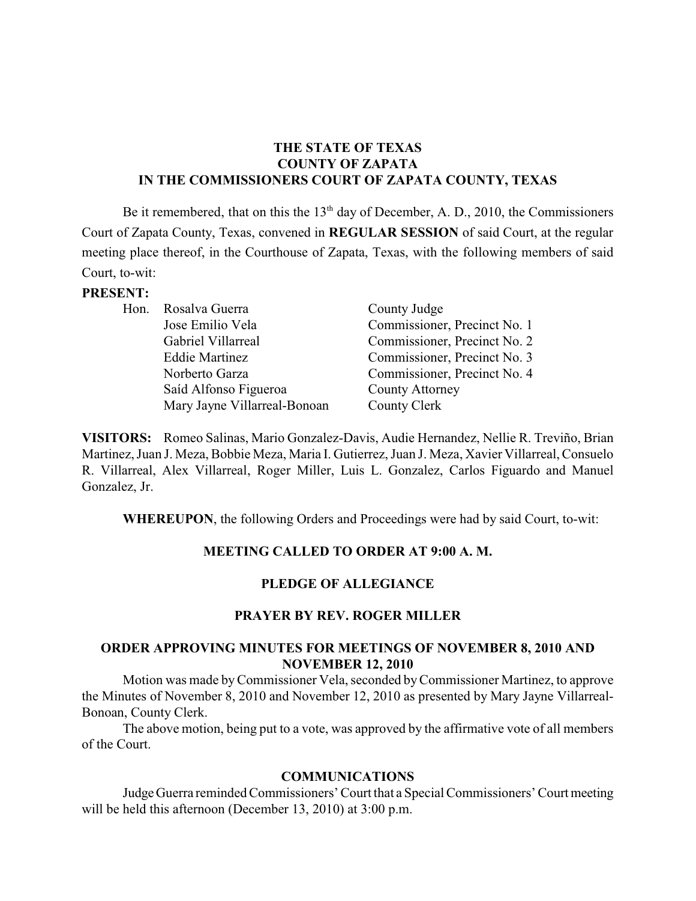**THE STATE OF TEXAS**
**COUNTY OF ZAPATA**
**IN THE COMMISSIONERS COURT OF ZAPATA COUNTY, TEXAS**

Be it remembered, that on this the 13th day of December, A. D., 2010, the Commissioners Court of Zapata County, Texas, convened in **REGULAR SESSION** of said Court, at the regular meeting place thereof, in the Courthouse of Zapata, Texas, with the following members of said Court, to-wit:

**PRESENT:**

| | | |
|---|---|---|
| Hon. | Rosalva Guerra | County Judge |
| | Jose Emilio Vela | Commissioner, Precinct No. 1 |
| | Gabriel Villarreal | Commissioner, Precinct No. 2 |
| | Eddie Martinez | Commissioner, Precinct No. 3 |
| | Norberto Garza | Commissioner, Precinct No. 4 |
| | Saíd Alfonso Figueroa | County Attorney |
| | Mary Jayne Villarreal-Bonoan | County Clerk |

**VISITORS:** Romeo Salinas, Mario Gonzalez-Davis, Audie Hernandez, Nellie R. Treviño, Brian Martinez, Juan J. Meza, Bobbie Meza, Maria I. Gutierrez, Juan J. Meza, Xavier Villarreal, Consuelo R. Villarreal, Alex Villarreal, Roger Miller, Luis L. Gonzalez, Carlos Figuardo and Manuel Gonzalez, Jr.

**WHEREUPON**, the following Orders and Proceedings were had by said Court, to-wit:

## MEETING CALLED TO ORDER AT 9:00 A. M.

## PLEDGE OF ALLEGIANCE

## PRAYER BY REV. ROGER MILLER

## ORDER APPROVING MINUTES FOR MEETINGS OF NOVEMBER 8, 2010 AND NOVEMBER 12, 2010

Motion was made by Commissioner Vela, seconded by Commissioner Martinez, to approve the Minutes of November 8, 2010 and November 12, 2010 as presented by Mary Jayne Villarreal-Bonoan, County Clerk.

The above motion, being put to a vote, was approved by the affirmative vote of all members of the Court.

## COMMUNICATIONS

Judge Guerra reminded Commissioners' Court that a Special Commissioners' Court meeting will be held this afternoon (December 13, 2010) at 3:00 p.m.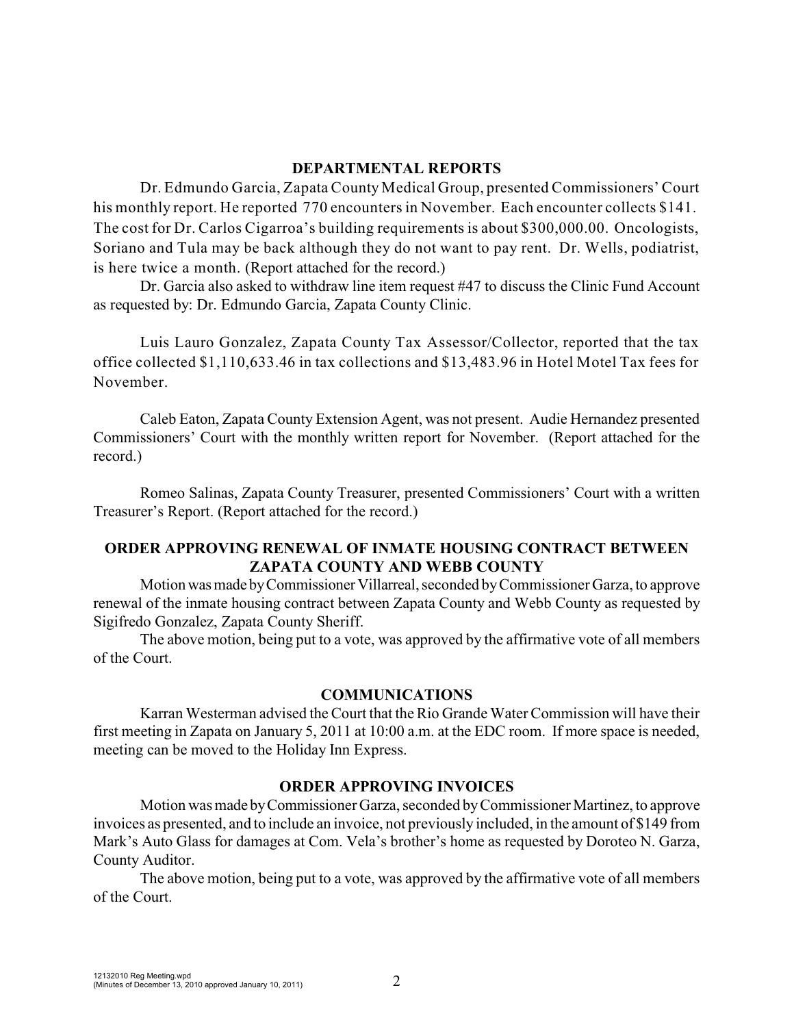## DEPARTMENTAL REPORTS

Dr. Edmundo Garcia, Zapata County Medical Group, presented Commissioners' Court his monthly report. He reported 770 encounters in November. Each encounter collects $141. The cost for Dr. Carlos Cigarroa's building requirements is about $300,000.00. Oncologists, Soriano and Tula may be back although they do not want to pay rent. Dr. Wells, podiatrist, is here twice a month. (Report attached for the record.)

Dr. Garcia also asked to withdraw line item request #47 to discuss the Clinic Fund Account as requested by: Dr. Edmundo Garcia, Zapata County Clinic.

Luis Lauro Gonzalez, Zapata County Tax Assessor/Collector, reported that the tax office collected $1,110,633.46 in tax collections and $13,483.96 in Hotel Motel Tax fees for November.

Caleb Eaton, Zapata County Extension Agent, was not present. Audie Hernandez presented Commissioners' Court with the monthly written report for November. (Report attached for the record.)

Romeo Salinas, Zapata County Treasurer, presented Commissioners' Court with a written Treasurer's Report. (Report attached for the record.)

## ORDER APPROVING RENEWAL OF INMATE HOUSING CONTRACT BETWEEN ZAPATA COUNTY AND WEBB COUNTY

Motion was made by Commissioner Villarreal, seconded by Commissioner Garza, to approve renewal of the inmate housing contract between Zapata County and Webb County as requested by Sigifredo Gonzalez, Zapata County Sheriff.

The above motion, being put to a vote, was approved by the affirmative vote of all members of the Court.

## COMMUNICATIONS

Karran Westerman advised the Court that the Rio Grande Water Commission will have their first meeting in Zapata on January 5, 2011 at 10:00 a.m. at the EDC room. If more space is needed, meeting can be moved to the Holiday Inn Express.

## ORDER APPROVING INVOICES

Motion was made by Commissioner Garza, seconded by Commissioner Martinez, to approve invoices as presented, and to include an invoice, not previously included, in the amount of $149 from Mark's Auto Glass for damages at Com. Vela's brother's home as requested by Doroteo N. Garza, County Auditor.

The above motion, being put to a vote, was approved by the affirmative vote of all members of the Court.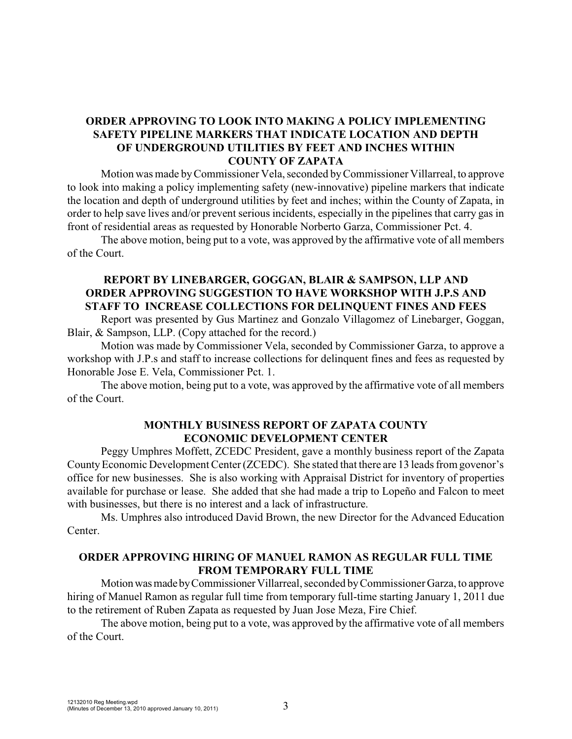**ORDER APPROVING TO LOOK INTO MAKING A POLICY IMPLEMENTING SAFETY PIPELINE MARKERS THAT INDICATE LOCATION AND DEPTH OF UNDERGROUND UTILITIES BY FEET AND INCHES WITHIN COUNTY OF ZAPATA**

Motion was made by Commissioner Vela, seconded by Commissioner Villarreal, to approve to look into making a policy implementing safety (new-innovative) pipeline markers that indicate the location and depth of underground utilities by feet and inches; within the County of Zapata, in order to help save lives and/or prevent serious incidents, especially in the pipelines that carry gas in front of residential areas as requested by Honorable Norberto Garza, Commissioner Pct. 4.

The above motion, being put to a vote, was approved by the affirmative vote of all members of the Court.

**REPORT BY LINEBARGER, GOGGAN, BLAIR & SAMPSON, LLP AND ORDER APPROVING SUGGESTION TO HAVE WORKSHOP WITH J.P.S AND STAFF TO INCREASE COLLECTIONS FOR DELINQUENT FINES AND FEES**

Report was presented by Gus Martinez and Gonzalo Villagomez of Linebarger, Goggan, Blair, & Sampson, LLP. (Copy attached for the record.)

Motion was made by Commissioner Vela, seconded by Commissioner Garza, to approve a workshop with J.P.s and staff to increase collections for delinquent fines and fees as requested by Honorable Jose E. Vela, Commissioner Pct. 1.

The above motion, being put to a vote, was approved by the affirmative vote of all members of the Court.

**MONTHLY BUSINESS REPORT OF ZAPATA COUNTY ECONOMIC DEVELOPMENT CENTER**

Peggy Umphres Moffett, ZCEDC President, gave a monthly business report of the Zapata County Economic Development Center (ZCEDC). She stated that there are 13 leads from govenor's office for new businesses. She is also working with Appraisal District for inventory of properties available for purchase or lease. She added that she had made a trip to Lopeño and Falcon to meet with businesses, but there is no interest and a lack of infrastructure.

Ms. Umphres also introduced David Brown, the new Director for the Advanced Education Center.

**ORDER APPROVING HIRING OF MANUEL RAMON AS REGULAR FULL TIME FROM TEMPORARY FULL TIME**

Motion was made by Commissioner Villarreal, seconded by Commissioner Garza, to approve hiring of Manuel Ramon as regular full time from temporary full-time starting January 1, 2011 due to the retirement of Ruben Zapata as requested by Juan Jose Meza, Fire Chief.

The above motion, being put to a vote, was approved by the affirmative vote of all members of the Court.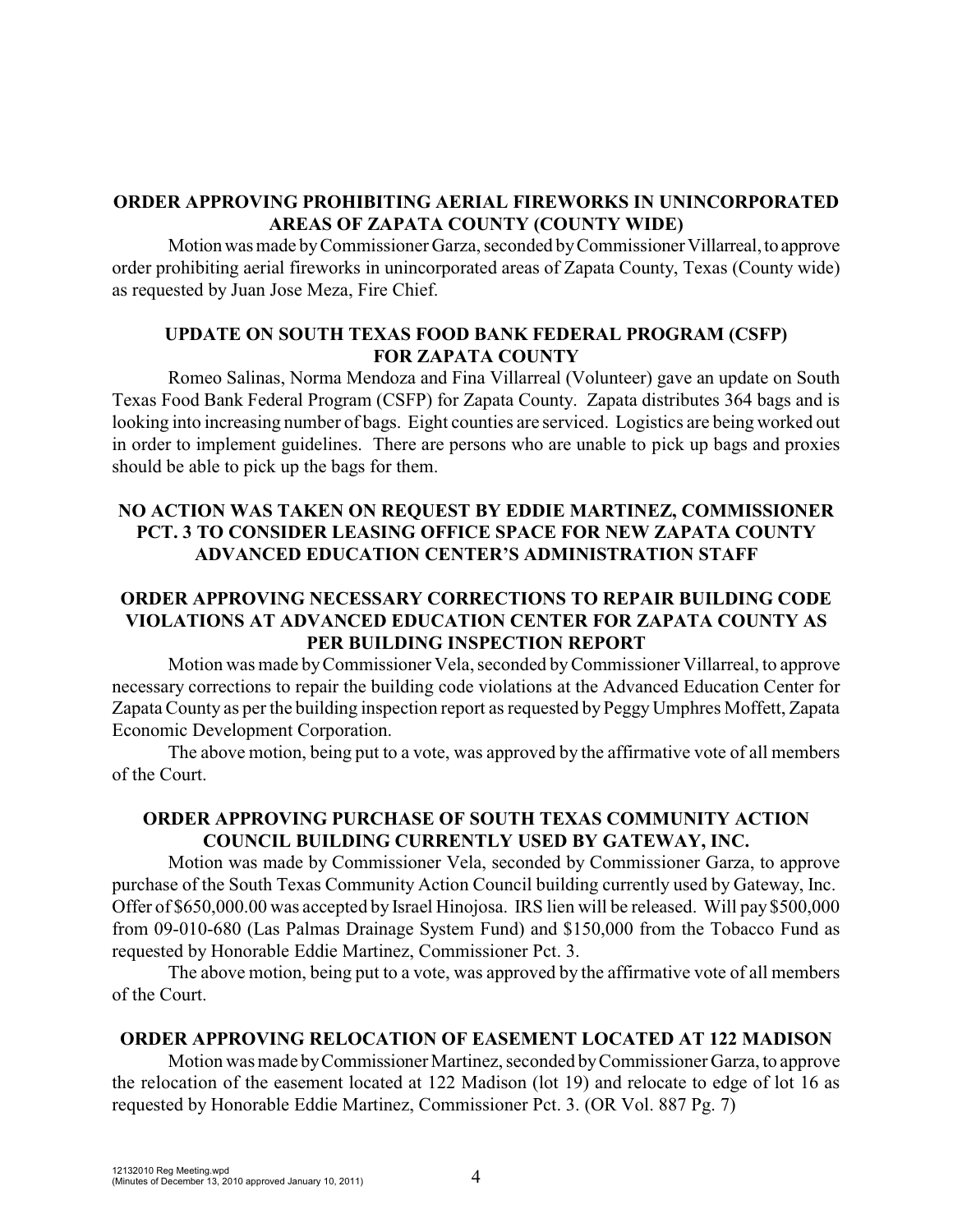## ORDER APPROVING PROHIBITING AERIAL FIREWORKS IN UNINCORPORATED AREAS OF ZAPATA COUNTY (COUNTY WIDE)

Motion was made by Commissioner Garza, seconded by Commissioner Villarreal, to approve order prohibiting aerial fireworks in unincorporated areas of Zapata County, Texas (County wide) as requested by Juan Jose Meza, Fire Chief.

## UPDATE ON SOUTH TEXAS FOOD BANK FEDERAL PROGRAM (CSFP) FOR ZAPATA COUNTY

Romeo Salinas, Norma Mendoza and Fina Villarreal (Volunteer) gave an update on South Texas Food Bank Federal Program (CSFP) for Zapata County. Zapata distributes 364 bags and is looking into increasing number of bags. Eight counties are serviced. Logistics are being worked out in order to implement guidelines. There are persons who are unable to pick up bags and proxies should be able to pick up the bags for them.

## NO ACTION WAS TAKEN ON REQUEST BY EDDIE MARTINEZ, COMMISSIONER PCT. 3 TO CONSIDER LEASING OFFICE SPACE FOR NEW ZAPATA COUNTY ADVANCED EDUCATION CENTER'S ADMINISTRATION STAFF

## ORDER APPROVING NECESSARY CORRECTIONS TO REPAIR BUILDING CODE VIOLATIONS AT ADVANCED EDUCATION CENTER FOR ZAPATA COUNTY AS PER BUILDING INSPECTION REPORT

Motion was made by Commissioner Vela, seconded by Commissioner Villarreal, to approve necessary corrections to repair the building code violations at the Advanced Education Center for Zapata County as per the building inspection report as requested by Peggy Umphres Moffett, Zapata Economic Development Corporation.

The above motion, being put to a vote, was approved by the affirmative vote of all members of the Court.

## ORDER APPROVING PURCHASE OF SOUTH TEXAS COMMUNITY ACTION COUNCIL BUILDING CURRENTLY USED BY GATEWAY, INC.

Motion was made by Commissioner Vela, seconded by Commissioner Garza, to approve purchase of the South Texas Community Action Council building currently used by Gateway, Inc. Offer of $650,000.00 was accepted by Israel Hinojosa. IRS lien will be released. Will pay $500,000 from 09-010-680 (Las Palmas Drainage System Fund) and $150,000 from the Tobacco Fund as requested by Honorable Eddie Martinez, Commissioner Pct. 3.

The above motion, being put to a vote, was approved by the affirmative vote of all members of the Court.

## ORDER APPROVING RELOCATION OF EASEMENT LOCATED AT 122 MADISON

Motion was made by Commissioner Martinez, seconded by Commissioner Garza, to approve the relocation of the easement located at 122 Madison (lot 19) and relocate to edge of lot 16 as requested by Honorable Eddie Martinez, Commissioner Pct. 3. (OR Vol. 887 Pg. 7)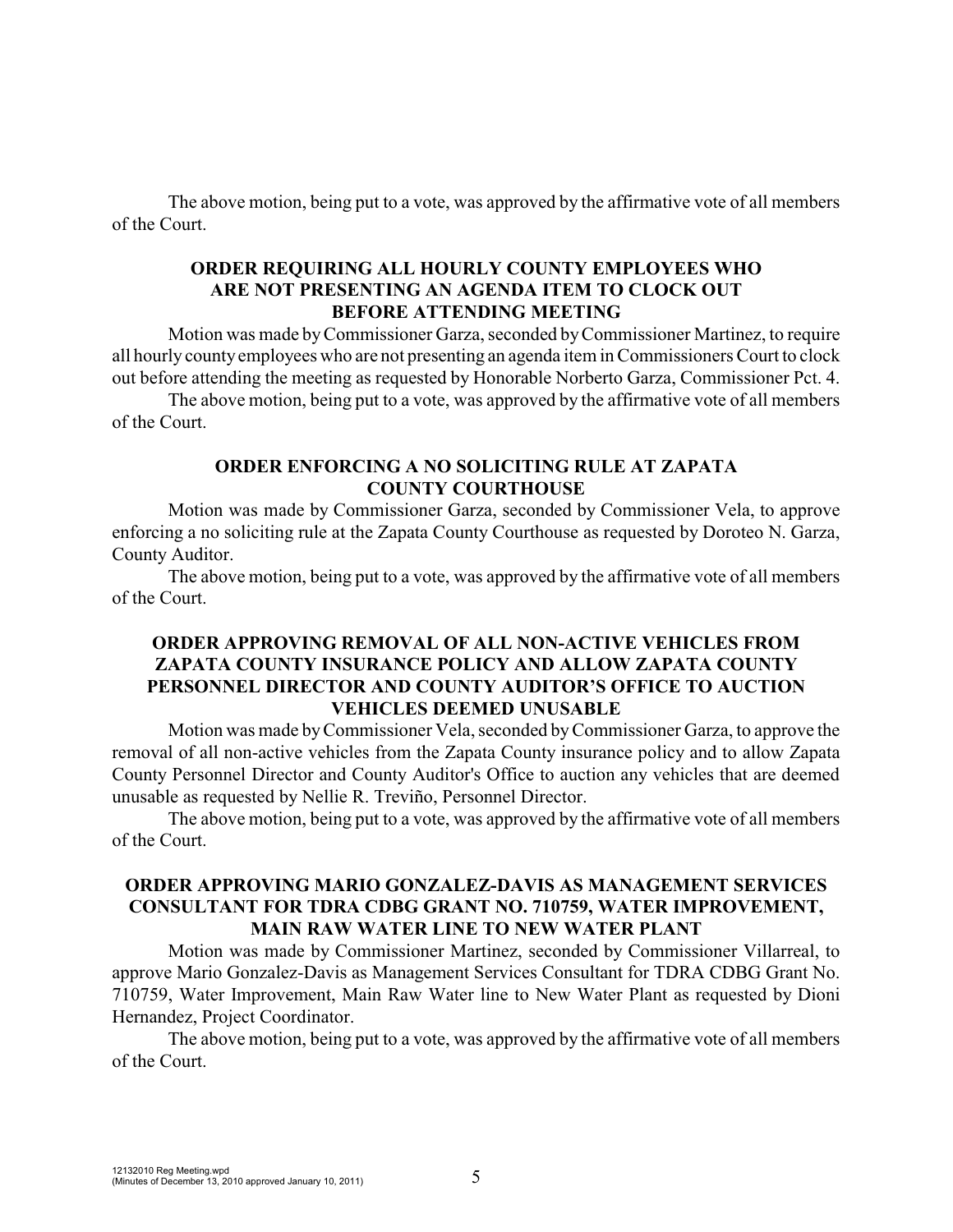The above motion, being put to a vote, was approved by the affirmative vote of all members of the Court.

**ORDER REQUIRING ALL HOURLY COUNTY EMPLOYEES WHO ARE NOT PRESENTING AN AGENDA ITEM TO CLOCK OUT BEFORE ATTENDING MEETING**

Motion was made by Commissioner Garza, seconded by Commissioner Martinez, to require all hourly county employees who are not presenting an agenda item in Commissioners Court to clock out before attending the meeting as requested by Honorable Norberto Garza, Commissioner Pct. 4.

The above motion, being put to a vote, was approved by the affirmative vote of all members of the Court.

**ORDER ENFORCING A NO SOLICITING RULE AT ZAPATA COUNTY COURTHOUSE**

Motion was made by Commissioner Garza, seconded by Commissioner Vela, to approve enforcing a no soliciting rule at the Zapata County Courthouse as requested by Doroteo N. Garza, County Auditor.

The above motion, being put to a vote, was approved by the affirmative vote of all members of the Court.

**ORDER APPROVING REMOVAL OF ALL NON-ACTIVE VEHICLES FROM ZAPATA COUNTY INSURANCE POLICY AND ALLOW ZAPATA COUNTY PERSONNEL DIRECTOR AND COUNTY AUDITOR'S OFFICE TO AUCTION VEHICLES DEEMED UNUSABLE**

Motion was made by Commissioner Vela, seconded by Commissioner Garza, to approve the removal of all non-active vehicles from the Zapata County insurance policy and to allow Zapata County Personnel Director and County Auditor's Office to auction any vehicles that are deemed unusable as requested by Nellie R. Treviño, Personnel Director.

The above motion, being put to a vote, was approved by the affirmative vote of all members of the Court.

**ORDER APPROVING MARIO GONZALEZ-DAVIS AS MANAGEMENT SERVICES CONSULTANT FOR TDRA CDBG GRANT NO. 710759, WATER IMPROVEMENT, MAIN RAW WATER LINE TO NEW WATER PLANT**

Motion was made by Commissioner Martinez, seconded by Commissioner Villarreal, to approve Mario Gonzalez-Davis as Management Services Consultant for TDRA CDBG Grant No. 710759, Water Improvement, Main Raw Water line to New Water Plant as requested by Dioni Hernandez, Project Coordinator.

The above motion, being put to a vote, was approved by the affirmative vote of all members of the Court.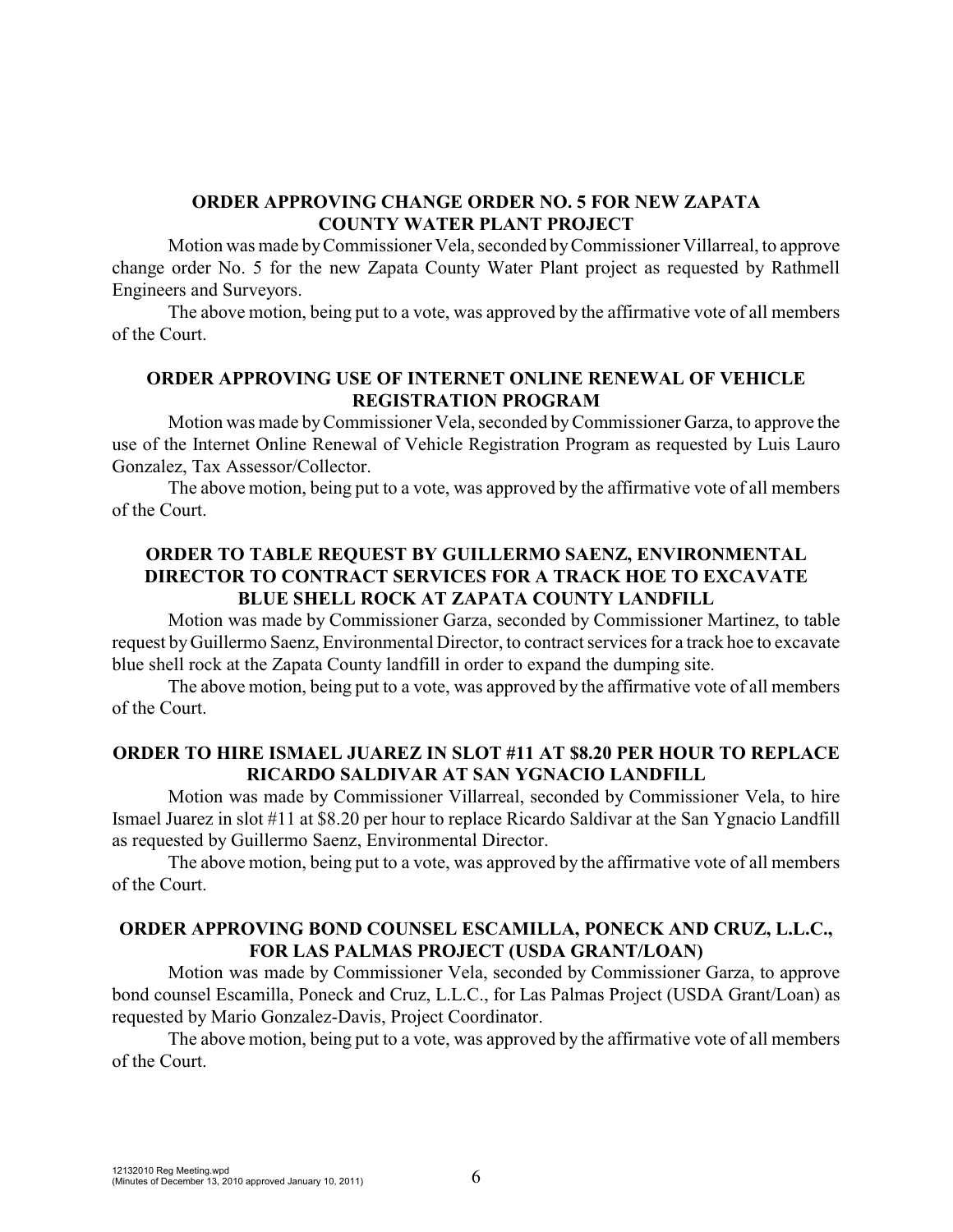**ORDER APPROVING CHANGE ORDER NO. 5 FOR NEW ZAPATA COUNTY WATER PLANT PROJECT**

Motion was made by Commissioner Vela, seconded by Commissioner Villarreal, to approve change order No. 5 for the new Zapata County Water Plant project as requested by Rathmell Engineers and Surveyors.

The above motion, being put to a vote, was approved by the affirmative vote of all members of the Court.

**ORDER APPROVING USE OF INTERNET ONLINE RENEWAL OF VEHICLE REGISTRATION PROGRAM**

Motion was made by Commissioner Vela, seconded by Commissioner Garza, to approve the use of the Internet Online Renewal of Vehicle Registration Program as requested by Luis Lauro Gonzalez, Tax Assessor/Collector.

The above motion, being put to a vote, was approved by the affirmative vote of all members of the Court.

**ORDER TO TABLE REQUEST BY GUILLERMO SAENZ, ENVIRONMENTAL DIRECTOR TO CONTRACT SERVICES FOR A TRACK HOE TO EXCAVATE BLUE SHELL ROCK AT ZAPATA COUNTY LANDFILL**

Motion was made by Commissioner Garza, seconded by Commissioner Martinez, to table request by Guillermo Saenz, Environmental Director, to contract services for a track hoe to excavate blue shell rock at the Zapata County landfill in order to expand the dumping site.

The above motion, being put to a vote, was approved by the affirmative vote of all members of the Court.

**ORDER TO HIRE ISMAEL JUAREZ IN SLOT #11 AT $8.20 PER HOUR TO REPLACE RICARDO SALDIVAR AT SAN YGNACIO LANDFILL**

Motion was made by Commissioner Villarreal, seconded by Commissioner Vela, to hire Ismael Juarez in slot #11 at $8.20 per hour to replace Ricardo Saldivar at the San Ygnacio Landfill as requested by Guillermo Saenz, Environmental Director.

The above motion, being put to a vote, was approved by the affirmative vote of all members of the Court.

**ORDER APPROVING BOND COUNSEL ESCAMILLA, PONECK AND CRUZ, L.L.C., FOR LAS PALMAS PROJECT (USDA GRANT/LOAN)**

Motion was made by Commissioner Vela, seconded by Commissioner Garza, to approve bond counsel Escamilla, Poneck and Cruz, L.L.C., for Las Palmas Project (USDA Grant/Loan) as requested by Mario Gonzalez-Davis, Project Coordinator.

The above motion, being put to a vote, was approved by the affirmative vote of all members of the Court.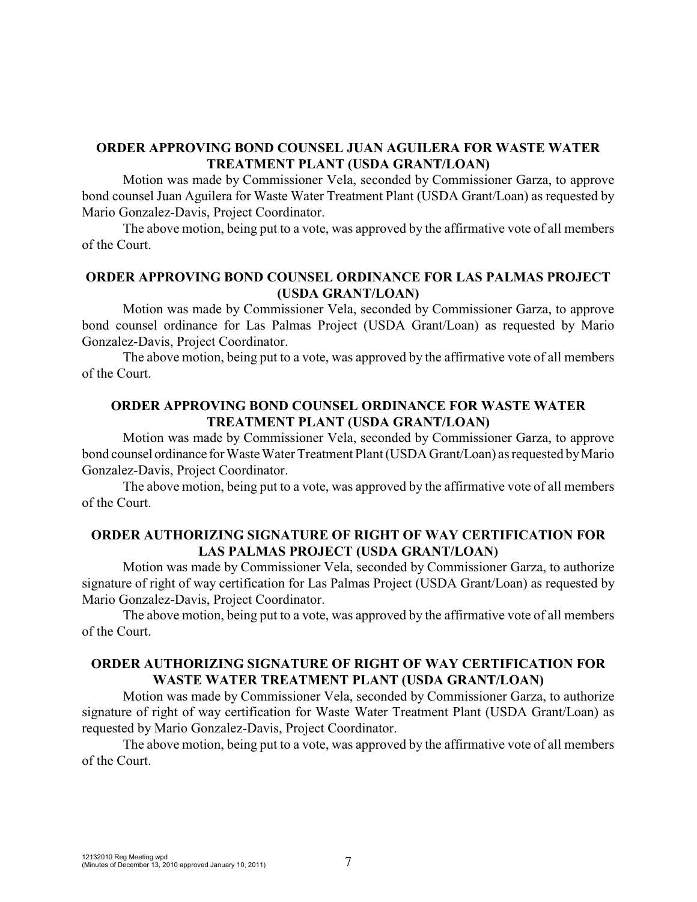### ORDER APPROVING BOND COUNSEL JUAN AGUILERA FOR WASTE WATER TREATMENT PLANT (USDA GRANT/LOAN)

Motion was made by Commissioner Vela, seconded by Commissioner Garza, to approve bond counsel Juan Aguilera for Waste Water Treatment Plant (USDA Grant/Loan) as requested by Mario Gonzalez-Davis, Project Coordinator.

The above motion, being put to a vote, was approved by the affirmative vote of all members of the Court.

### ORDER APPROVING BOND COUNSEL ORDINANCE FOR LAS PALMAS PROJECT (USDA GRANT/LOAN)

Motion was made by Commissioner Vela, seconded by Commissioner Garza, to approve bond counsel ordinance for Las Palmas Project (USDA Grant/Loan) as requested by Mario Gonzalez-Davis, Project Coordinator.

The above motion, being put to a vote, was approved by the affirmative vote of all members of the Court.

### ORDER APPROVING BOND COUNSEL ORDINANCE FOR WASTE WATER TREATMENT PLANT (USDA GRANT/LOAN)

Motion was made by Commissioner Vela, seconded by Commissioner Garza, to approve bond counsel ordinance for Waste Water Treatment Plant (USDA Grant/Loan) as requested by Mario Gonzalez-Davis, Project Coordinator.

The above motion, being put to a vote, was approved by the affirmative vote of all members of the Court.

### ORDER AUTHORIZING SIGNATURE OF RIGHT OF WAY CERTIFICATION FOR LAS PALMAS PROJECT (USDA GRANT/LOAN)

Motion was made by Commissioner Vela, seconded by Commissioner Garza, to authorize signature of right of way certification for Las Palmas Project (USDA Grant/Loan) as requested by Mario Gonzalez-Davis, Project Coordinator.

The above motion, being put to a vote, was approved by the affirmative vote of all members of the Court.

### ORDER AUTHORIZING SIGNATURE OF RIGHT OF WAY CERTIFICATION FOR WASTE WATER TREATMENT PLANT (USDA GRANT/LOAN)

Motion was made by Commissioner Vela, seconded by Commissioner Garza, to authorize signature of right of way certification for Waste Water Treatment Plant (USDA Grant/Loan) as requested by Mario Gonzalez-Davis, Project Coordinator.

The above motion, being put to a vote, was approved by the affirmative vote of all members of the Court.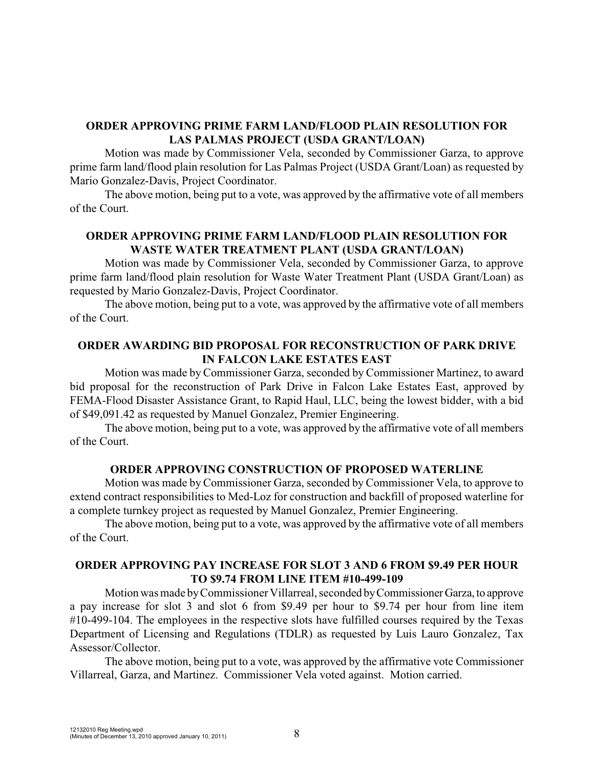### ORDER APPROVING PRIME FARM LAND/FLOOD PLAIN RESOLUTION FOR LAS PALMAS PROJECT (USDA GRANT/LOAN)

Motion was made by Commissioner Vela, seconded by Commissioner Garza, to approve prime farm land/flood plain resolution for Las Palmas Project (USDA Grant/Loan) as requested by Mario Gonzalez-Davis, Project Coordinator.

The above motion, being put to a vote, was approved by the affirmative vote of all members of the Court.

### ORDER APPROVING PRIME FARM LAND/FLOOD PLAIN RESOLUTION FOR WASTE WATER TREATMENT PLANT (USDA GRANT/LOAN)

Motion was made by Commissioner Vela, seconded by Commissioner Garza, to approve prime farm land/flood plain resolution for Waste Water Treatment Plant (USDA Grant/Loan) as requested by Mario Gonzalez-Davis, Project Coordinator.

The above motion, being put to a vote, was approved by the affirmative vote of all members of the Court.

### ORDER AWARDING BID PROPOSAL FOR RECONSTRUCTION OF PARK DRIVE IN FALCON LAKE ESTATES EAST

Motion was made by Commissioner Garza, seconded by Commissioner Martinez, to award bid proposal for the reconstruction of Park Drive in Falcon Lake Estates East, approved by FEMA-Flood Disaster Assistance Grant, to Rapid Haul, LLC, being the lowest bidder, with a bid of $49,091.42 as requested by Manuel Gonzalez, Premier Engineering.

The above motion, being put to a vote, was approved by the affirmative vote of all members of the Court.

### ORDER APPROVING CONSTRUCTION OF PROPOSED WATERLINE

Motion was made by Commissioner Garza, seconded by Commissioner Vela, to approve to extend contract responsibilities to Med-Loz for construction and backfill of proposed waterline for a complete turnkey project as requested by Manuel Gonzalez, Premier Engineering.

The above motion, being put to a vote, was approved by the affirmative vote of all members of the Court.

### ORDER APPROVING PAY INCREASE FOR SLOT 3 AND 6 FROM $9.49 PER HOUR TO $9.74 FROM LINE ITEM #10-499-109

Motion was made by Commissioner Villarreal, seconded by Commissioner Garza, to approve a pay increase for slot 3 and slot 6 from $9.49 per hour to $9.74 per hour from line item #10-499-104. The employees in the respective slots have fulfilled courses required by the Texas Department of Licensing and Regulations (TDLR) as requested by Luis Lauro Gonzalez, Tax Assessor/Collector.

The above motion, being put to a vote, was approved by the affirmative vote Commissioner Villarreal, Garza, and Martinez. Commissioner Vela voted against. Motion carried.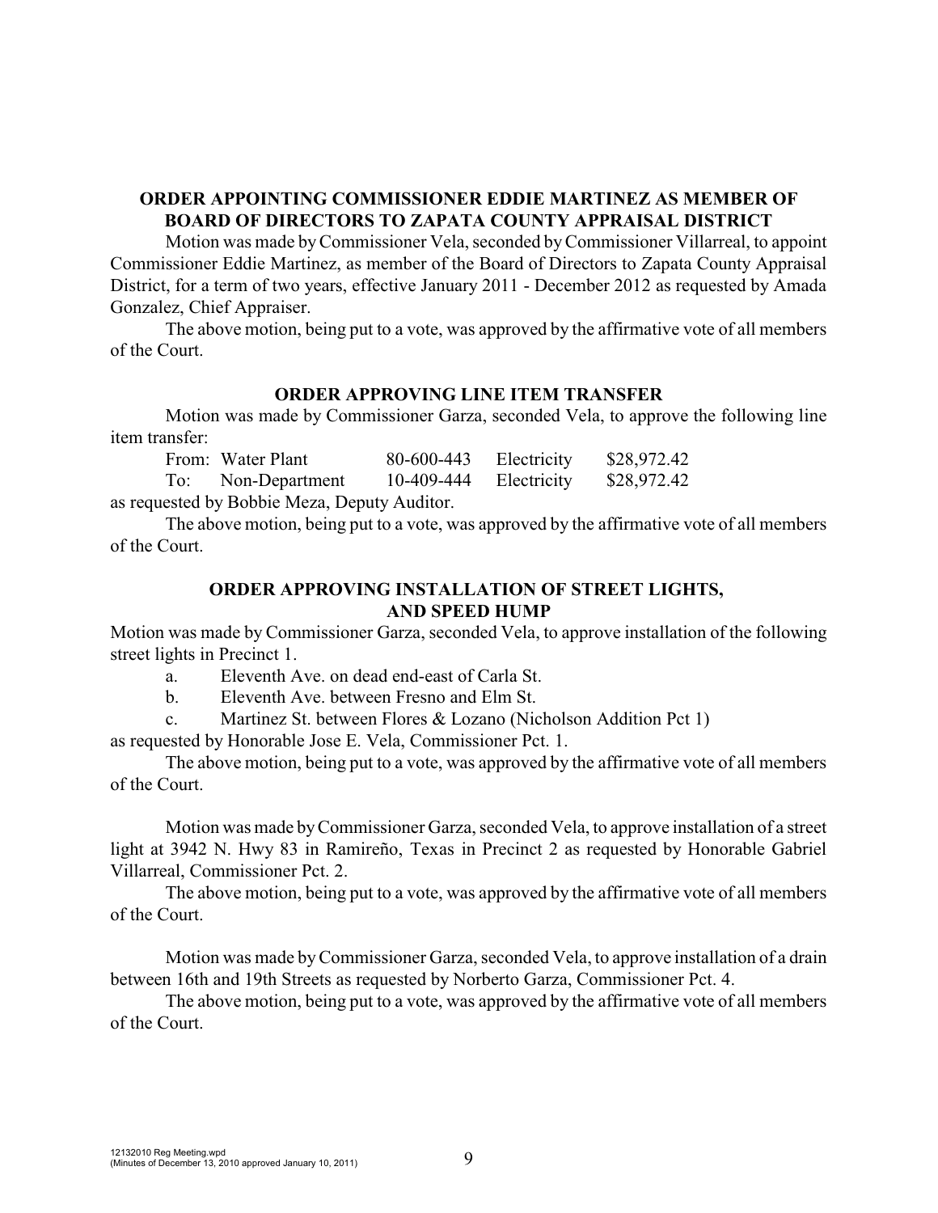**ORDER APPOINTING COMMISSIONER EDDIE MARTINEZ AS MEMBER OF BOARD OF DIRECTORS TO ZAPATA COUNTY APPRAISAL DISTRICT**

Motion was made by Commissioner Vela, seconded by Commissioner Villarreal, to appoint Commissioner Eddie Martinez, as member of the Board of Directors to Zapata County Appraisal District, for a term of two years, effective January 2011 - December 2012 as requested by Amada Gonzalez, Chief Appraiser.

The above motion, being put to a vote, was approved by the affirmative vote of all members of the Court.

**ORDER APPROVING LINE ITEM TRANSFER**

Motion was made by Commissioner Garza, seconded Vela, to approve the following line item transfer:

| | | | | |
|---|---|---|---|---|
| From: | Water Plant | 80-600-443 | Electricity | \$28,972.42 |
| To: | Non-Department | 10-409-444 | Electricity | \$28,972.42 |

as requested by Bobbie Meza, Deputy Auditor.

The above motion, being put to a vote, was approved by the affirmative vote of all members of the Court.

**ORDER APPROVING INSTALLATION OF STREET LIGHTS, AND SPEED HUMP**

Motion was made by Commissioner Garza, seconded Vela, to approve installation of the following street lights in Precinct 1.

a. Eleventh Ave. on dead end-east of Carla St.
b. Eleventh Ave. between Fresno and Elm St.
c. Martinez St. between Flores & Lozano (Nicholson Addition Pct 1)

as requested by Honorable Jose E. Vela, Commissioner Pct. 1.

The above motion, being put to a vote, was approved by the affirmative vote of all members of the Court.

Motion was made by Commissioner Garza, seconded Vela, to approve installation of a street light at 3942 N. Hwy 83 in Ramireño, Texas in Precinct 2 as requested by Honorable Gabriel Villarreal, Commissioner Pct. 2.

The above motion, being put to a vote, was approved by the affirmative vote of all members of the Court.

Motion was made by Commissioner Garza, seconded Vela, to approve installation of a drain between 16th and 19th Streets as requested by Norberto Garza, Commissioner Pct. 4.

The above motion, being put to a vote, was approved by the affirmative vote of all members of the Court.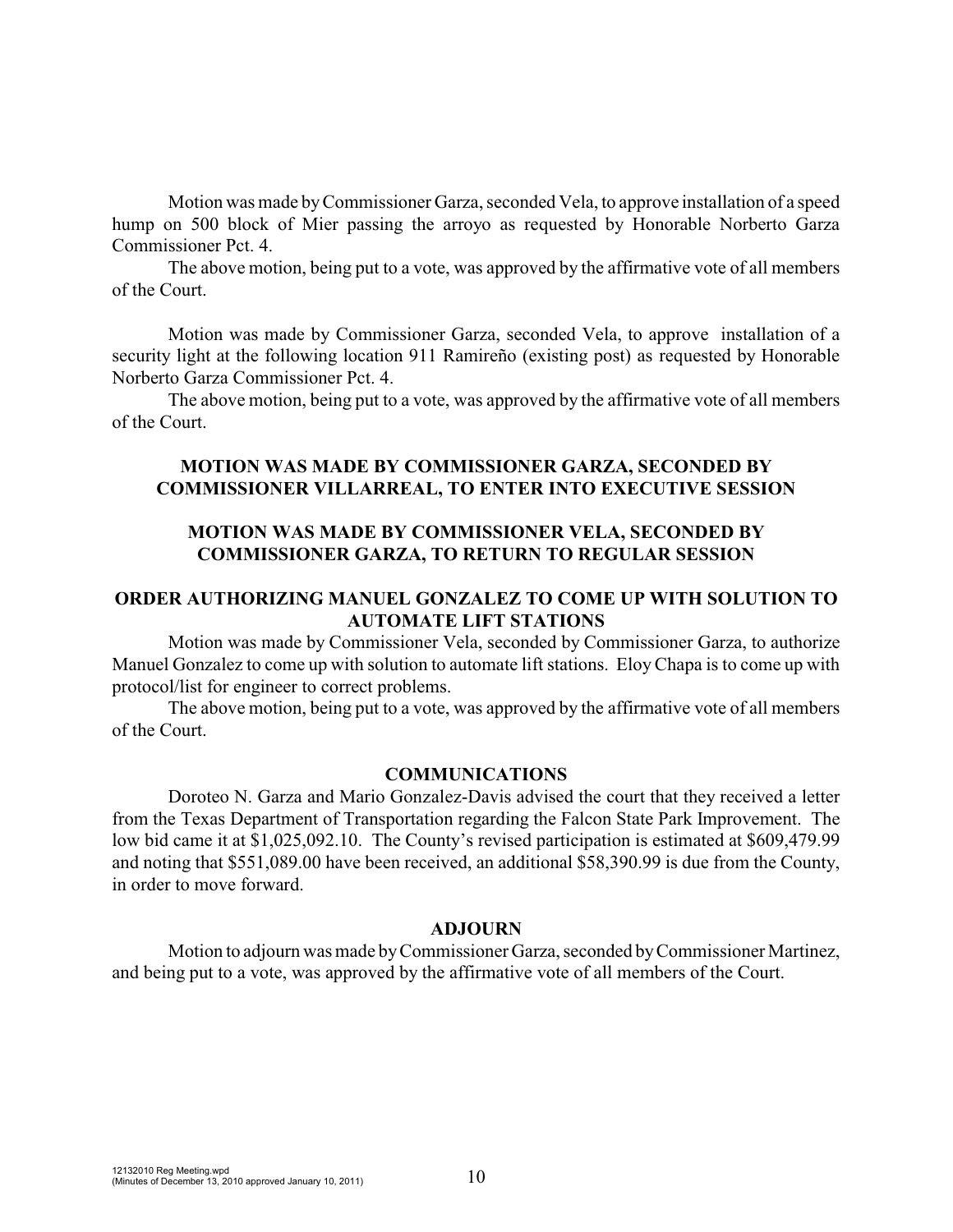Motion was made by Commissioner Garza, seconded Vela, to approve installation of a speed hump on 500 block of Mier passing the arroyo as requested by Honorable Norberto Garza Commissioner Pct. 4.

The above motion, being put to a vote, was approved by the affirmative vote of all members of the Court.

Motion was made by Commissioner Garza, seconded Vela, to approve installation of a security light at the following location 911 Ramireño (existing post) as requested by Honorable Norberto Garza Commissioner Pct. 4.

The above motion, being put to a vote, was approved by the affirmative vote of all members of the Court.

**MOTION WAS MADE BY COMMISSIONER GARZA, SECONDED BY COMMISSIONER VILLARREAL, TO ENTER INTO EXECUTIVE SESSION**

**MOTION WAS MADE BY COMMISSIONER VELA, SECONDED BY COMMISSIONER GARZA, TO RETURN TO REGULAR SESSION**

**ORDER AUTHORIZING MANUEL GONZALEZ TO COME UP WITH SOLUTION TO AUTOMATE LIFT STATIONS**

Motion was made by Commissioner Vela, seconded by Commissioner Garza, to authorize Manuel Gonzalez to come up with solution to automate lift stations. Eloy Chapa is to come up with protocol/list for engineer to correct problems.

The above motion, being put to a vote, was approved by the affirmative vote of all members of the Court.

**COMMUNICATIONS**

Doroteo N. Garza and Mario Gonzalez-Davis advised the court that they received a letter from the Texas Department of Transportation regarding the Falcon State Park Improvement. The low bid came it at $1,025,092.10. The County's revised participation is estimated at $609,479.99 and noting that $551,089.00 have been received, an additional $58,390.99 is due from the County, in order to move forward.

**ADJOURN**

Motion to adjourn was made by Commissioner Garza, seconded by Commissioner Martinez, and being put to a vote, was approved by the affirmative vote of all members of the Court.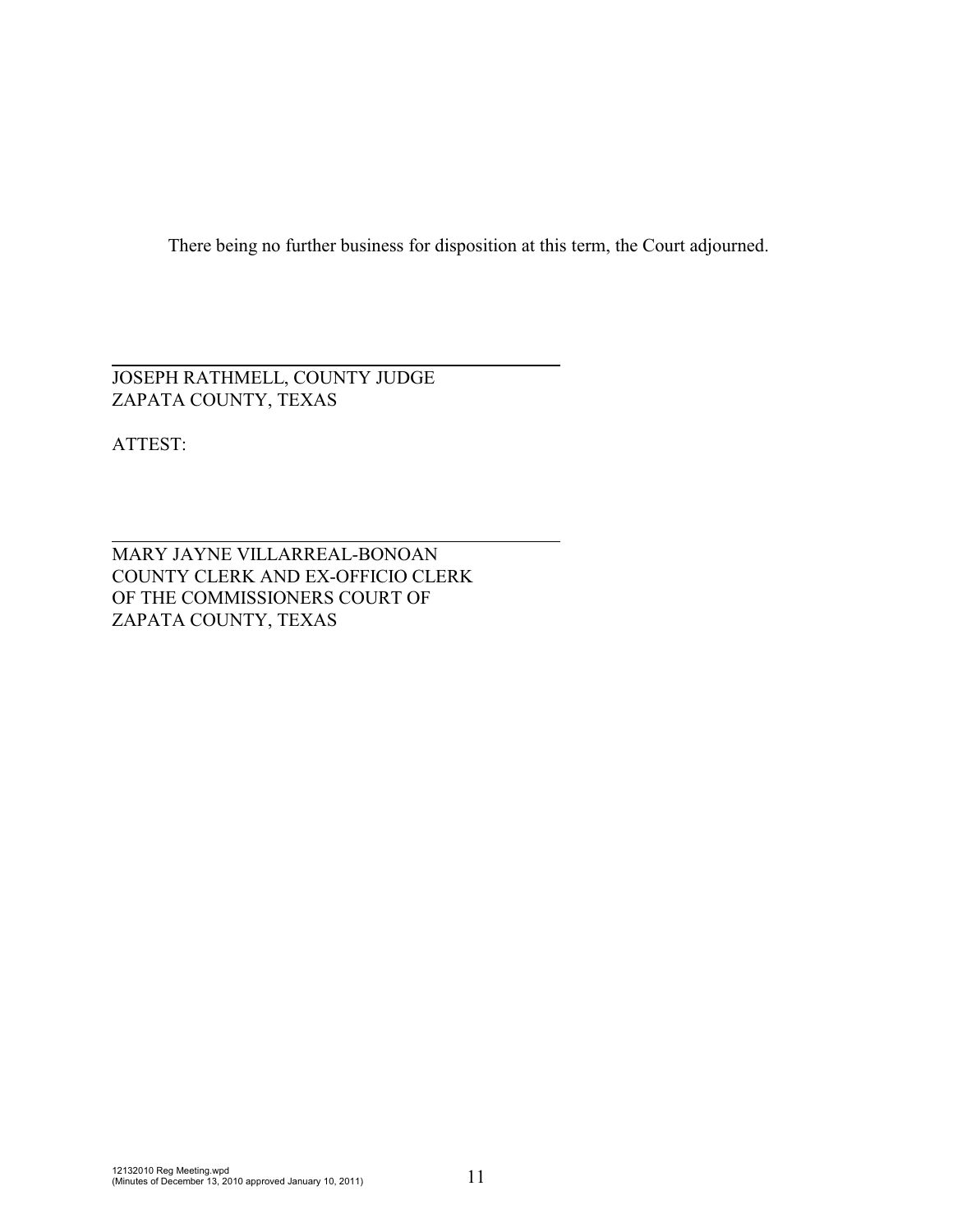There being no further business for disposition at this term, the Court adjourned.

\_\_\_\_\_\_\_\_\_\_\_\_\_\_\_\_\_\_\_\_\_\_\_\_\_\_\_\_\_\_\_\_\_\_\_\_\_\_\_\_

JOSEPH RATHMELL, COUNTY JUDGE
ZAPATA COUNTY, TEXAS

ATTEST:

\_\_\_\_\_\_\_\_\_\_\_\_\_\_\_\_\_\_\_\_\_\_\_\_\_\_\_\_\_\_\_\_\_\_\_\_\_\_\_\_

MARY JAYNE VILLARREAL-BONOAN
COUNTY CLERK AND EX-OFFICIO CLERK
OF THE COMMISSIONERS COURT OF
ZAPATA COUNTY, TEXAS